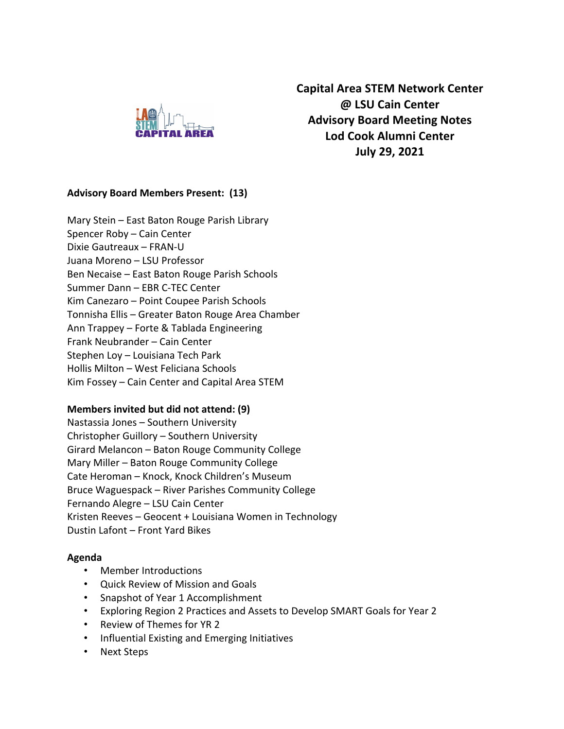# Capital Area STEM Network Center
## @ LSU Cain Center
## Advisory Board Meeting Notes
## Lod Cook Alumni Center
## July 29, 2021

**Advisory Board Members Present: (13)**

Mary Stein – East Baton Rouge Parish Library
Spencer Roby – Cain Center
Dixie Gautreaux – FRAN-U
Juana Moreno – LSU Professor
Ben Necaise – East Baton Rouge Parish Schools
Summer Dann – EBR C-TEC Center
Kim Canezaro – Point Coupee Parish Schools
Tonnisha Ellis – Greater Baton Rouge Area Chamber
Ann Trappey – Forte & Tablada Engineering
Frank Neubrander – Cain Center
Stephen Loy – Louisiana Tech Park
Hollis Milton – West Feliciana Schools
Kim Fossey – Cain Center and Capital Area STEM

**Members invited but did not attend: (9)**

Nastassia Jones – Southern University
Christopher Guillory – Southern University
Girard Melancon – Baton Rouge Community College
Mary Miller – Baton Rouge Community College
Cate Heroman – Knock, Knock Children's Museum
Bruce Waguespack – River Parishes Community College
Fernando Alegre – LSU Cain Center
Kristen Reeves – Geocent + Louisiana Women in Technology
Dustin Lafont – Front Yard Bikes

**Agenda**

- Member Introductions
- Quick Review of Mission and Goals
- Snapshot of Year 1 Accomplishment
- Exploring Region 2 Practices and Assets to Develop SMART Goals for Year 2
- Review of Themes for YR 2
- Influential Existing and Emerging Initiatives
- Next Steps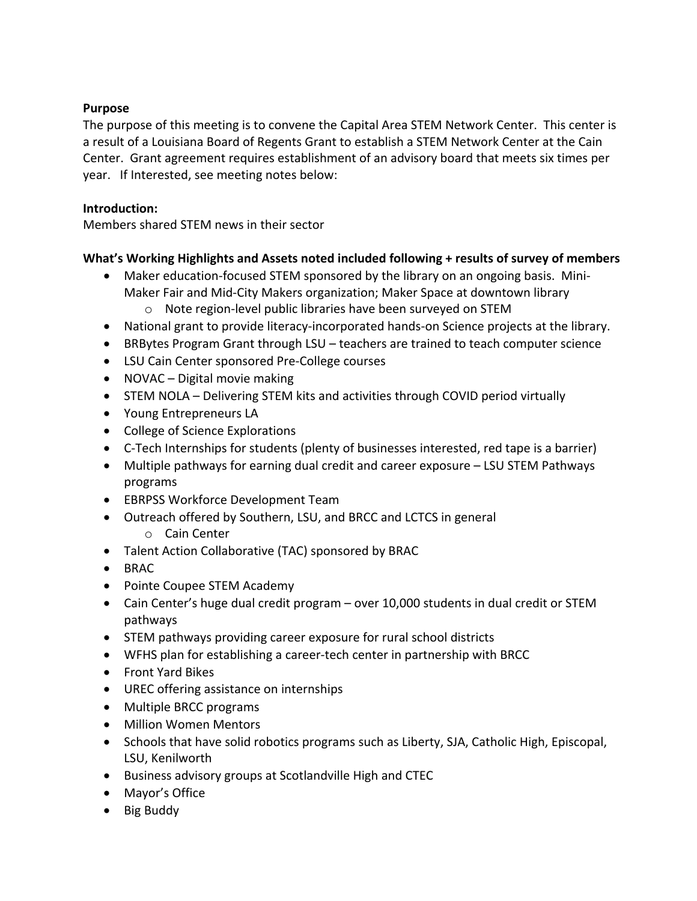**Purpose**

The purpose of this meeting is to convene the Capital Area STEM Network Center. This center is a result of a Louisiana Board of Regents Grant to establish a STEM Network Center at the Cain Center. Grant agreement requires establishment of an advisory board that meets six times per year. If Interested, see meeting notes below:

**Introduction:**

Members shared STEM news in their sector

**What's Working Highlights and Assets noted included following + results of survey of members**

- Maker education-focused STEM sponsored by the library on an ongoing basis. Mini-Maker Fair and Mid-City Makers organization; Maker Space at downtown library
  - Note region-level public libraries have been surveyed on STEM
- National grant to provide literacy-incorporated hands-on Science projects at the library.
- BRBytes Program Grant through LSU – teachers are trained to teach computer science
- LSU Cain Center sponsored Pre-College courses
- NOVAC – Digital movie making
- STEM NOLA – Delivering STEM kits and activities through COVID period virtually
- Young Entrepreneurs LA
- College of Science Explorations
- C-Tech Internships for students (plenty of businesses interested, red tape is a barrier)
- Multiple pathways for earning dual credit and career exposure – LSU STEM Pathways programs
- EBRPSS Workforce Development Team
- Outreach offered by Southern, LSU, and BRCC and LCTCS in general
  - Cain Center
- Talent Action Collaborative (TAC) sponsored by BRAC
- BRAC
- Pointe Coupee STEM Academy
- Cain Center's huge dual credit program – over 10,000 students in dual credit or STEM pathways
- STEM pathways providing career exposure for rural school districts
- WFHS plan for establishing a career-tech center in partnership with BRCC
- Front Yard Bikes
- UREC offering assistance on internships
- Multiple BRCC programs
- Million Women Mentors
- Schools that have solid robotics programs such as Liberty, SJA, Catholic High, Episcopal, LSU, Kenilworth
- Business advisory groups at Scotlandville High and CTEC
- Mayor's Office
- Big Buddy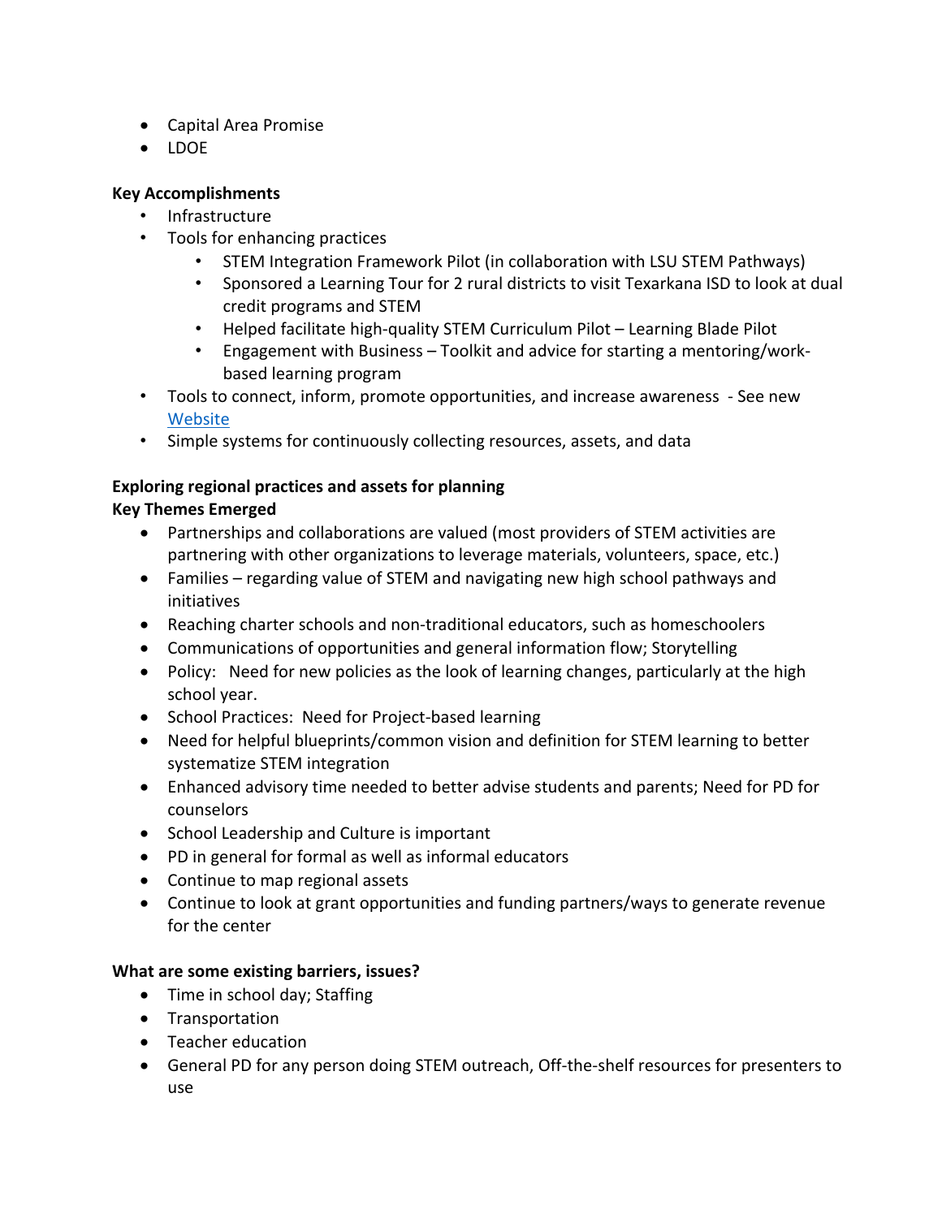- Capital Area Promise
- LDOE

**Key Accomplishments**

- Infrastructure
- Tools for enhancing practices
    - STEM Integration Framework Pilot (in collaboration with LSU STEM Pathways)
    - Sponsored a Learning Tour for 2 rural districts to visit Texarkana ISD to look at dual credit programs and STEM
    - Helped facilitate high-quality STEM Curriculum Pilot – Learning Blade Pilot
    - Engagement with Business – Toolkit and advice for starting a mentoring/work-based learning program
- Tools to connect, inform, promote opportunities, and increase awareness - See new Website
- Simple systems for continuously collecting resources, assets, and data

**Exploring regional practices and assets for planning**
**Key Themes Emerged**

- Partnerships and collaborations are valued (most providers of STEM activities are partnering with other organizations to leverage materials, volunteers, space, etc.)
- Families – regarding value of STEM and navigating new high school pathways and initiatives
- Reaching charter schools and non-traditional educators, such as homeschoolers
- Communications of opportunities and general information flow; Storytelling
- Policy: Need for new policies as the look of learning changes, particularly at the high school year.
- School Practices: Need for Project-based learning
- Need for helpful blueprints/common vision and definition for STEM learning to better systematize STEM integration
- Enhanced advisory time needed to better advise students and parents; Need for PD for counselors
- School Leadership and Culture is important
- PD in general for formal as well as informal educators
- Continue to map regional assets
- Continue to look at grant opportunities and funding partners/ways to generate revenue for the center

**What are some existing barriers, issues?**

- Time in school day; Staffing
- Transportation
- Teacher education
- General PD for any person doing STEM outreach, Off-the-shelf resources for presenters to use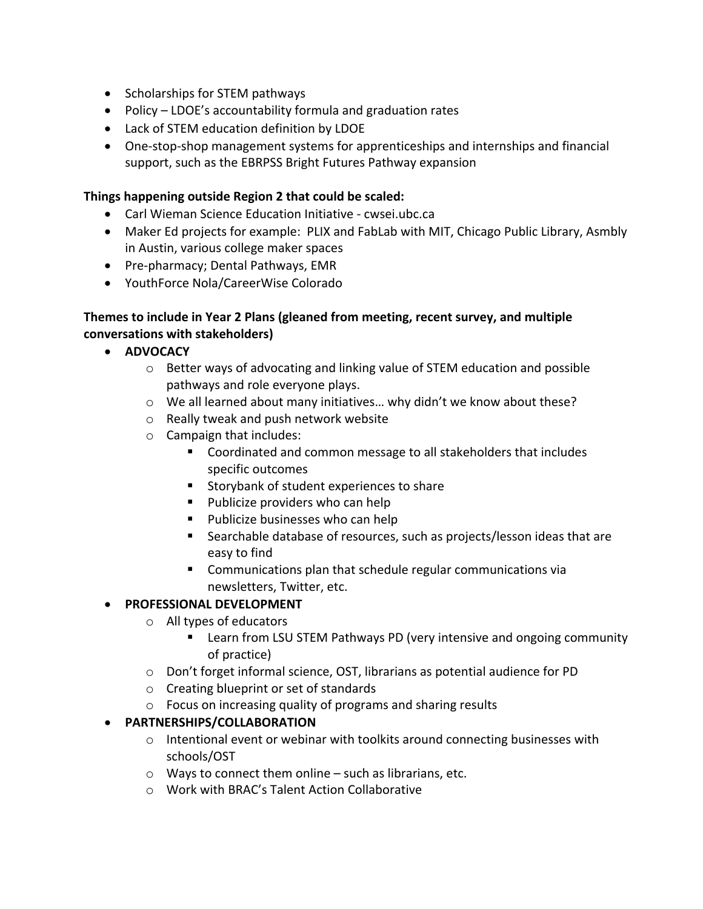- Scholarships for STEM pathways
- Policy – LDOE's accountability formula and graduation rates
- Lack of STEM education definition by LDOE
- One-stop-shop management systems for apprenticeships and internships and financial support, such as the EBRPSS Bright Futures Pathway expansion

**Things happening outside Region 2 that could be scaled:**

- Carl Wieman Science Education Initiative - cwsei.ubc.ca
- Maker Ed projects for example: PLIX and FabLab with MIT, Chicago Public Library, Asmbly in Austin, various college maker spaces
- Pre-pharmacy; Dental Pathways, EMR
- YouthForce Nola/CareerWise Colorado

**Themes to include in Year 2 Plans (gleaned from meeting, recent survey, and multiple conversations with stakeholders)**

- **ADVOCACY**
  - Better ways of advocating and linking value of STEM education and possible pathways and role everyone plays.
  - We all learned about many initiatives… why didn't we know about these?
  - Really tweak and push network website
  - Campaign that includes:
    - Coordinated and common message to all stakeholders that includes specific outcomes
    - Storybank of student experiences to share
    - Publicize providers who can help
    - Publicize businesses who can help
    - Searchable database of resources, such as projects/lesson ideas that are easy to find
    - Communications plan that schedule regular communications via newsletters, Twitter, etc.
- **PROFESSIONAL DEVELOPMENT**
  - All types of educators
    - Learn from LSU STEM Pathways PD (very intensive and ongoing community of practice)
  - Don't forget informal science, OST, librarians as potential audience for PD
  - Creating blueprint or set of standards
  - Focus on increasing quality of programs and sharing results
- **PARTNERSHIPS/COLLABORATION**
  - Intentional event or webinar with toolkits around connecting businesses with schools/OST
  - Ways to connect them online – such as librarians, etc.
  - Work with BRAC's Talent Action Collaborative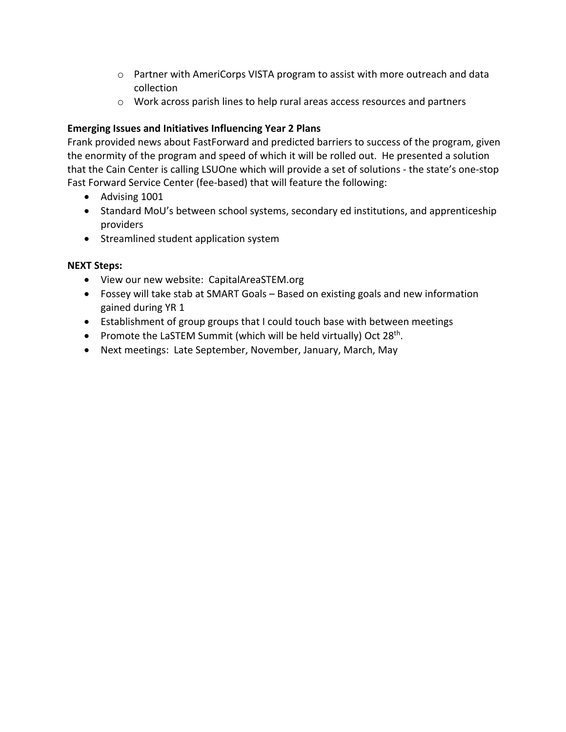- Partner with AmeriCorps VISTA program to assist with more outreach and data collection
  - Work across parish lines to help rural areas access resources and partners

**Emerging Issues and Initiatives Influencing Year 2 Plans**

Frank provided news about FastForward and predicted barriers to success of the program, given the enormity of the program and speed of which it will be rolled out. He presented a solution that the Cain Center is calling LSUOne which will provide a set of solutions - the state's one-stop Fast Forward Service Center (fee-based) that will feature the following:

- Advising 1001
- Standard MoU's between school systems, secondary ed institutions, and apprenticeship providers
- Streamlined student application system

**NEXT Steps:**

- View our new website: CapitalAreaSTEM.org
- Fossey will take stab at SMART Goals – Based on existing goals and new information gained during YR 1
- Establishment of group groups that I could touch base with between meetings
- Promote the LaSTEM Summit (which will be held virtually) Oct 28th.
- Next meetings: Late September, November, January, March, May